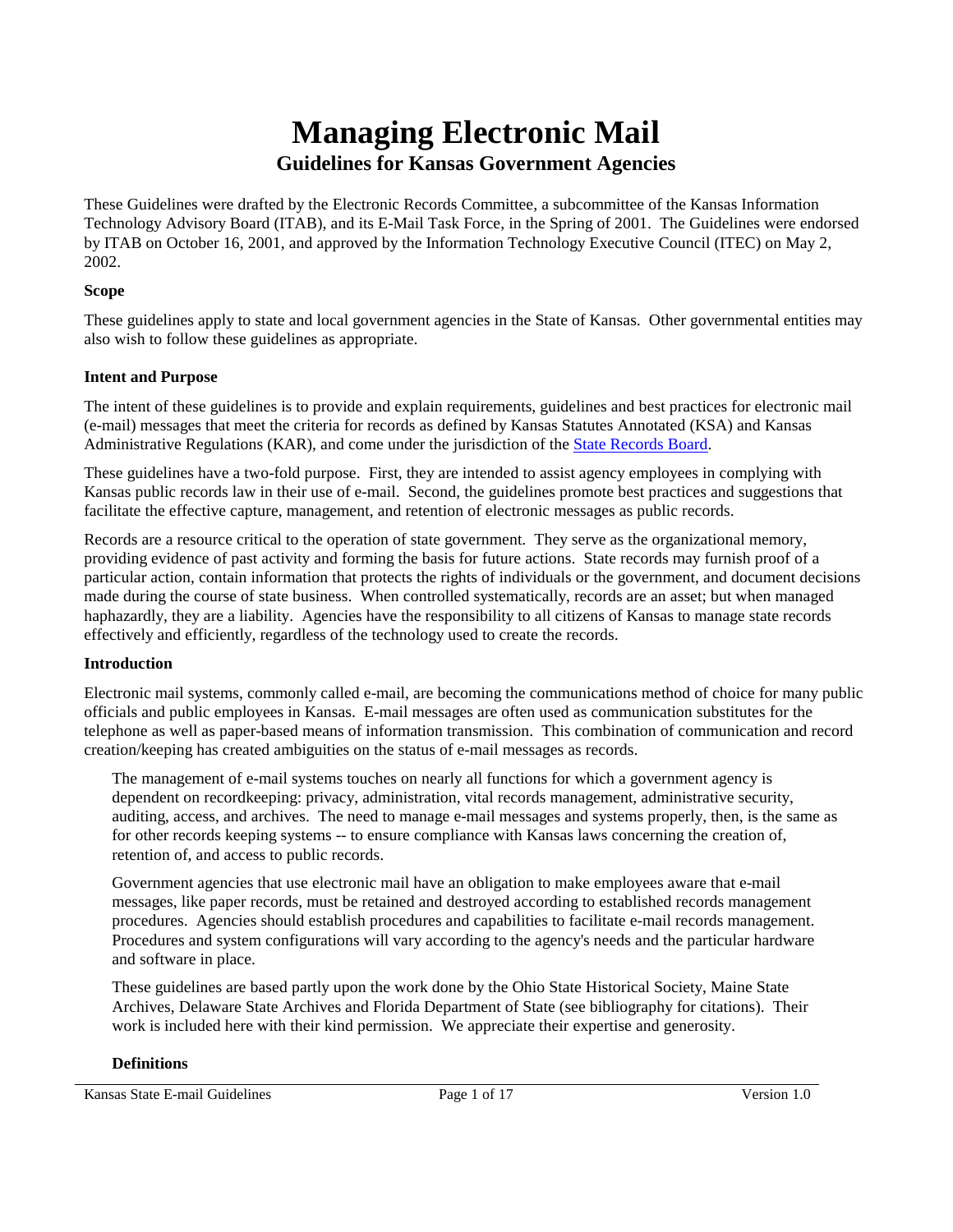# Managing Electronic Mail

## Guidelines for Kansas Government Agencies

These Guidelines were drafted by the Electronic Records Committee, a subcommittee of the Kansas Information Technology Advisory Board (ITAB), and its E-Mail Task Force, in the Spring of 2001. The Guidelines were endorsed by ITAB on October 16, 2001, and approved by the Information Technology Executive Council (ITEC) on May 2, 2002.

**Scope**

These guidelines apply to state and local government agencies in the State of Kansas. Other governmental entities may also wish to follow these guidelines as appropriate.

**Intent and Purpose**

The intent of these guidelines is to provide and explain requirements, guidelines and best practices for electronic mail (e-mail) messages that meet the criteria for records as defined by Kansas Statutes Annotated (KSA) and Kansas Administrative Regulations (KAR), and come under the jurisdiction of the State Records Board.

These guidelines have a two-fold purpose. First, they are intended to assist agency employees in complying with Kansas public records law in their use of e-mail. Second, the guidelines promote best practices and suggestions that facilitate the effective capture, management, and retention of electronic messages as public records.

Records are a resource critical to the operation of state government. They serve as the organizational memory, providing evidence of past activity and forming the basis for future actions. State records may furnish proof of a particular action, contain information that protects the rights of individuals or the government, and document decisions made during the course of state business. When controlled systematically, records are an asset; but when managed haphazardly, they are a liability. Agencies have the responsibility to all citizens of Kansas to manage state records effectively and efficiently, regardless of the technology used to create the records.

**Introduction**

Electronic mail systems, commonly called e-mail, are becoming the communications method of choice for many public officials and public employees in Kansas. E-mail messages are often used as communication substitutes for the telephone as well as paper-based means of information transmission. This combination of communication and record creation/keeping has created ambiguities on the status of e-mail messages as records.

The management of e-mail systems touches on nearly all functions for which a government agency is dependent on recordkeeping: privacy, administration, vital records management, administrative security, auditing, access, and archives. The need to manage e-mail messages and systems properly, then, is the same as for other records keeping systems -- to ensure compliance with Kansas laws concerning the creation of, retention of, and access to public records.

Government agencies that use electronic mail have an obligation to make employees aware that e-mail messages, like paper records, must be retained and destroyed according to established records management procedures. Agencies should establish procedures and capabilities to facilitate e-mail records management. Procedures and system configurations will vary according to the agency's needs and the particular hardware and software in place.

These guidelines are based partly upon the work done by the Ohio State Historical Society, Maine State Archives, Delaware State Archives and Florida Department of State (see bibliography for citations). Their work is included here with their kind permission. We appreciate their expertise and generosity.

**Definitions**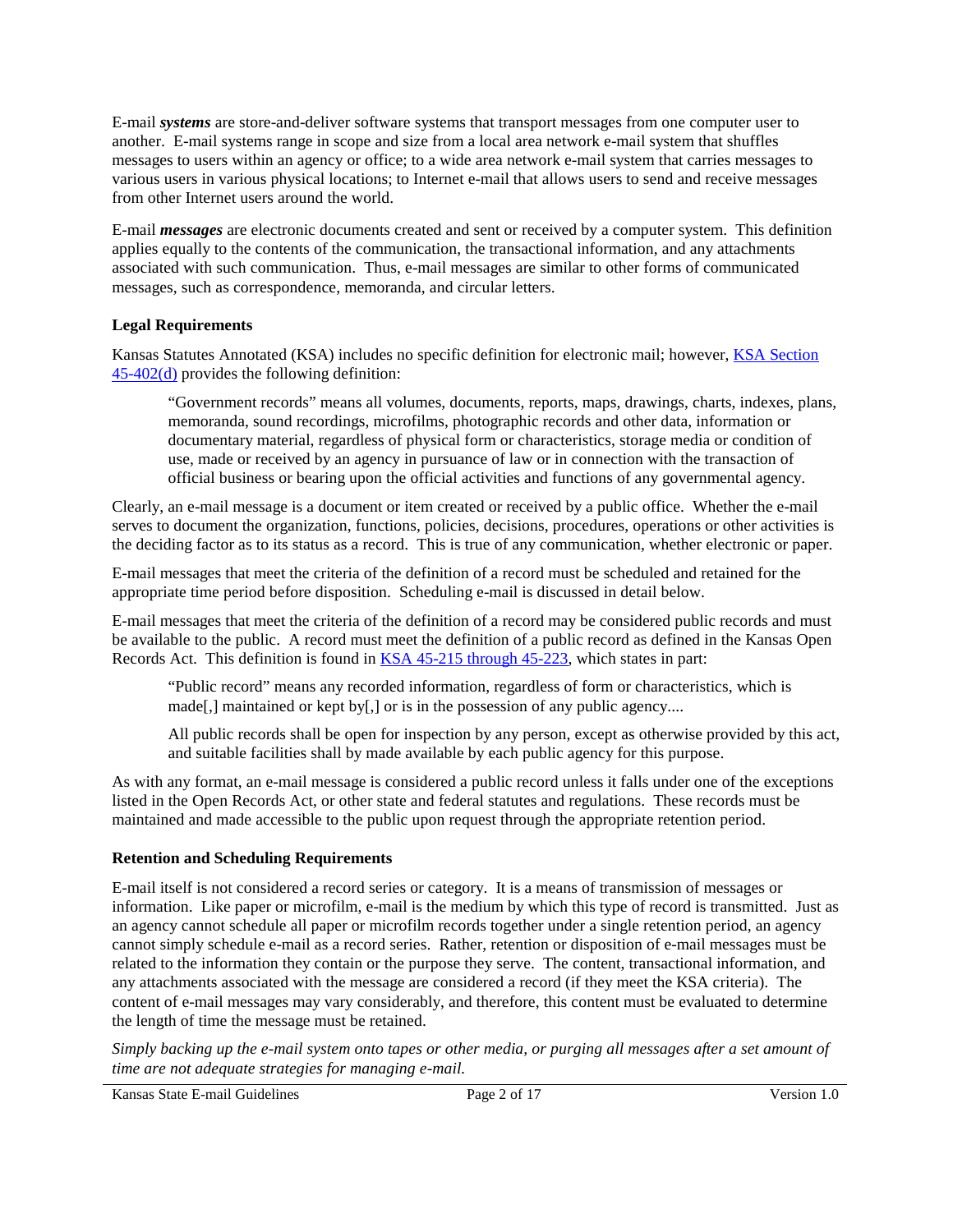E-mail ***systems*** are store-and-deliver software systems that transport messages from one computer user to another. E-mail systems range in scope and size from a local area network e-mail system that shuffles messages to users within an agency or office; to a wide area network e-mail system that carries messages to various users in various physical locations; to Internet e-mail that allows users to send and receive messages from other Internet users around the world.

E-mail ***messages*** are electronic documents created and sent or received by a computer system. This definition applies equally to the contents of the communication, the transactional information, and any attachments associated with such communication. Thus, e-mail messages are similar to other forms of communicated messages, such as correspondence, memoranda, and circular letters.

**Legal Requirements**

Kansas Statutes Annotated (KSA) includes no specific definition for electronic mail; however, KSA Section 45-402(d) provides the following definition:

> "Government records" means all volumes, documents, reports, maps, drawings, charts, indexes, plans, memoranda, sound recordings, microfilms, photographic records and other data, information or documentary material, regardless of physical form or characteristics, storage media or condition of use, made or received by an agency in pursuance of law or in connection with the transaction of official business or bearing upon the official activities and functions of any governmental agency.

Clearly, an e-mail message is a document or item created or received by a public office. Whether the e-mail serves to document the organization, functions, policies, decisions, procedures, operations or other activities is the deciding factor as to its status as a record. This is true of any communication, whether electronic or paper.

E-mail messages that meet the criteria of the definition of a record must be scheduled and retained for the appropriate time period before disposition. Scheduling e-mail is discussed in detail below.

E-mail messages that meet the criteria of the definition of a record may be considered public records and must be available to the public. A record must meet the definition of a public record as defined in the Kansas Open Records Act. This definition is found in KSA 45-215 through 45-223, which states in part:

> "Public record" means any recorded information, regardless of form or characteristics, which is made[,] maintained or kept by[,] or is in the possession of any public agency....
>
> All public records shall be open for inspection by any person, except as otherwise provided by this act, and suitable facilities shall by made available by each public agency for this purpose.

As with any format, an e-mail message is considered a public record unless it falls under one of the exceptions listed in the Open Records Act, or other state and federal statutes and regulations. These records must be maintained and made accessible to the public upon request through the appropriate retention period.

**Retention and Scheduling Requirements**

E-mail itself is not considered a record series or category. It is a means of transmission of messages or information. Like paper or microfilm, e-mail is the medium by which this type of record is transmitted. Just as an agency cannot schedule all paper or microfilm records together under a single retention period, an agency cannot simply schedule e-mail as a record series. Rather, retention or disposition of e-mail messages must be related to the information they contain or the purpose they serve. The content, transactional information, and any attachments associated with the message are considered a record (if they meet the KSA criteria). The content of e-mail messages may vary considerably, and therefore, this content must be evaluated to determine the length of time the message must be retained.

*Simply backing up the e-mail system onto tapes or other media, or purging all messages after a set amount of time are not adequate strategies for managing e-mail.*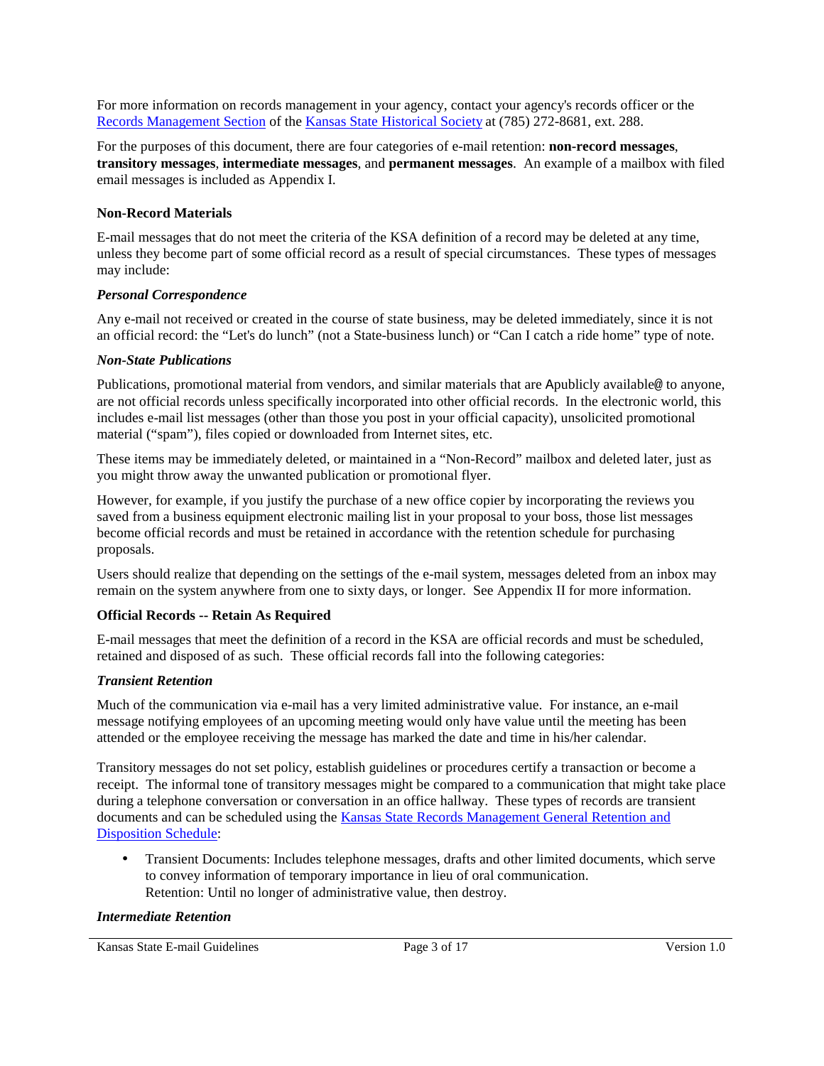For more information on records management in your agency, contact your agency's records officer or the [Records Management Section](#) of the [Kansas State Historical Society](#) at (785) 272-8681, ext. 288.

For the purposes of this document, there are four categories of e-mail retention: **non-record messages**, **transitory messages**, **intermediate messages**, and **permanent messages**. An example of a mailbox with filed email messages is included as Appendix I.

### Non-Record Materials

E-mail messages that do not meet the criteria of the KSA definition of a record may be deleted at any time, unless they become part of some official record as a result of special circumstances. These types of messages may include:

#### *Personal Correspondence*

Any e-mail not received or created in the course of state business, may be deleted immediately, since it is not an official record: the "Let's do lunch" (not a State-business lunch) or "Can I catch a ride home" type of note.

#### *Non-State Publications*

Publications, promotional material from vendors, and similar materials that are Apublicly available@ to anyone, are not official records unless specifically incorporated into other official records. In the electronic world, this includes e-mail list messages (other than those you post in your official capacity), unsolicited promotional material ("spam"), files copied or downloaded from Internet sites, etc.

These items may be immediately deleted, or maintained in a "Non-Record" mailbox and deleted later, just as you might throw away the unwanted publication or promotional flyer.

However, for example, if you justify the purchase of a new office copier by incorporating the reviews you saved from a business equipment electronic mailing list in your proposal to your boss, those list messages become official records and must be retained in accordance with the retention schedule for purchasing proposals.

Users should realize that depending on the settings of the e-mail system, messages deleted from an inbox may remain on the system anywhere from one to sixty days, or longer. See Appendix II for more information.

### Official Records -- Retain As Required

E-mail messages that meet the definition of a record in the KSA are official records and must be scheduled, retained and disposed of as such. These official records fall into the following categories:

#### *Transient Retention*

Much of the communication via e-mail has a very limited administrative value. For instance, an e-mail message notifying employees of an upcoming meeting would only have value until the meeting has been attended or the employee receiving the message has marked the date and time in his/her calendar.

Transitory messages do not set policy, establish guidelines or procedures certify a transaction or become a receipt. The informal tone of transitory messages might be compared to a communication that might take place during a telephone conversation or conversation in an office hallway. These types of records are transient documents and can be scheduled using the [Kansas State Records Management General Retention and Disposition Schedule](#):

- Transient Documents: Includes telephone messages, drafts and other limited documents, which serve to convey information of temporary importance in lieu of oral communication.  
  Retention: Until no longer of administrative value, then destroy.

#### *Intermediate Retention*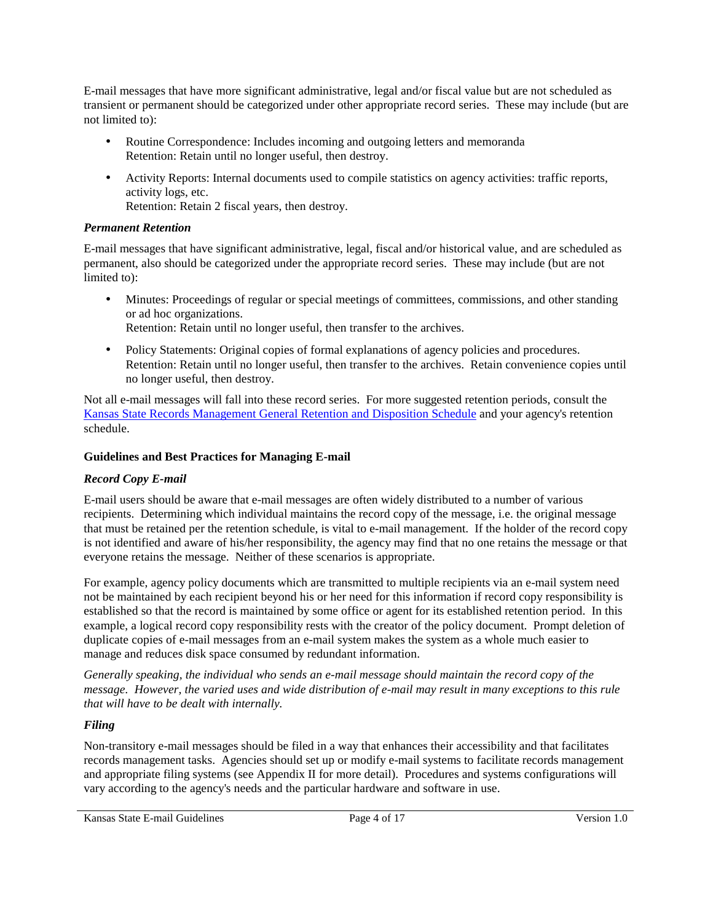E-mail messages that have more significant administrative, legal and/or fiscal value but are not scheduled as transient or permanent should be categorized under other appropriate record series. These may include (but are not limited to):

- Routine Correspondence: Includes incoming and outgoing letters and memoranda
  Retention: Retain until no longer useful, then destroy.
- Activity Reports: Internal documents used to compile statistics on agency activities: traffic reports, activity logs, etc.
  Retention: Retain 2 fiscal years, then destroy.

***Permanent Retention***

E-mail messages that have significant administrative, legal, fiscal and/or historical value, and are scheduled as permanent, also should be categorized under the appropriate record series. These may include (but are not limited to):

- Minutes: Proceedings of regular or special meetings of committees, commissions, and other standing or ad hoc organizations.
  Retention: Retain until no longer useful, then transfer to the archives.
- Policy Statements: Original copies of formal explanations of agency policies and procedures.
  Retention: Retain until no longer useful, then transfer to the archives. Retain convenience copies until no longer useful, then destroy.

Not all e-mail messages will fall into these record series. For more suggested retention periods, consult the Kansas State Records Management General Retention and Disposition Schedule and your agency's retention schedule.

**Guidelines and Best Practices for Managing E-mail**

***Record Copy E-mail***

E-mail users should be aware that e-mail messages are often widely distributed to a number of various recipients. Determining which individual maintains the record copy of the message, i.e. the original message that must be retained per the retention schedule, is vital to e-mail management. If the holder of the record copy is not identified and aware of his/her responsibility, the agency may find that no one retains the message or that everyone retains the message. Neither of these scenarios is appropriate.

For example, agency policy documents which are transmitted to multiple recipients via an e-mail system need not be maintained by each recipient beyond his or her need for this information if record copy responsibility is established so that the record is maintained by some office or agent for its established retention period. In this example, a logical record copy responsibility rests with the creator of the policy document. Prompt deletion of duplicate copies of e-mail messages from an e-mail system makes the system as a whole much easier to manage and reduces disk space consumed by redundant information.

*Generally speaking, the individual who sends an e-mail message should maintain the record copy of the message. However, the varied uses and wide distribution of e-mail may result in many exceptions to this rule that will have to be dealt with internally.*

***Filing***

Non-transitory e-mail messages should be filed in a way that enhances their accessibility and that facilitates records management tasks. Agencies should set up or modify e-mail systems to facilitate records management and appropriate filing systems (see Appendix II for more detail). Procedures and systems configurations will vary according to the agency's needs and the particular hardware and software in use.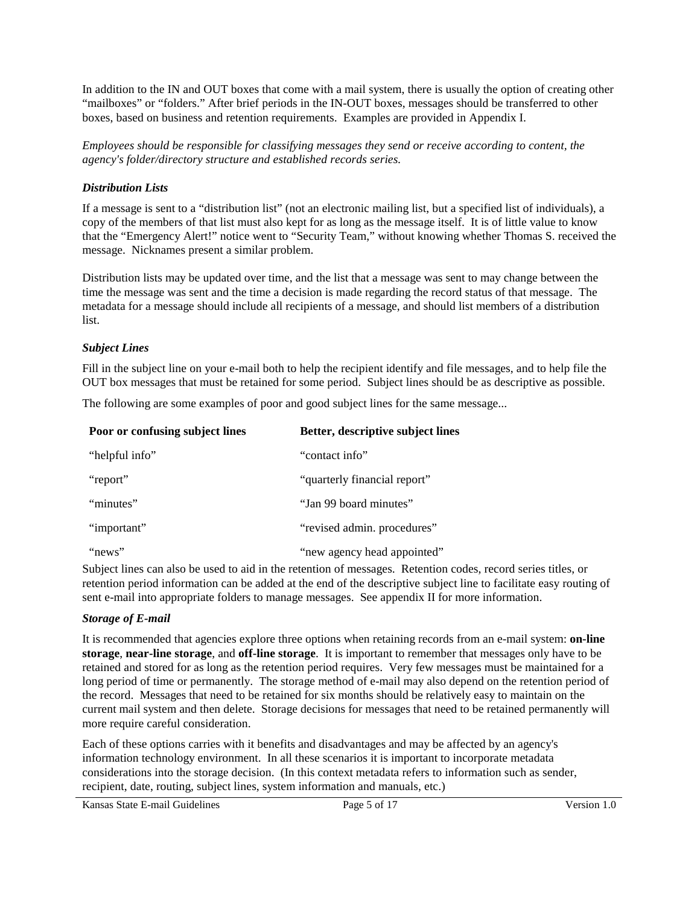In addition to the IN and OUT boxes that come with a mail system, there is usually the option of creating other "mailboxes" or "folders." After brief periods in the IN-OUT boxes, messages should be transferred to other boxes, based on business and retention requirements. Examples are provided in Appendix I.

*Employees should be responsible for classifying messages they send or receive according to content, the agency's folder/directory structure and established records series.*

### *Distribution Lists*

If a message is sent to a "distribution list" (not an electronic mailing list, but a specified list of individuals), a copy of the members of that list must also kept for as long as the message itself. It is of little value to know that the "Emergency Alert!" notice went to "Security Team," without knowing whether Thomas S. received the message. Nicknames present a similar problem.

Distribution lists may be updated over time, and the list that a message was sent to may change between the time the message was sent and the time a decision is made regarding the record status of that message. The metadata for a message should include all recipients of a message, and should list members of a distribution list.

### *Subject Lines*

Fill in the subject line on your e-mail both to help the recipient identify and file messages, and to help file the OUT box messages that must be retained for some period. Subject lines should be as descriptive as possible.

The following are some examples of poor and good subject lines for the same message...

| Poor or confusing subject lines | Better, descriptive subject lines |
|---|---|
| "helpful info" | "contact info" |
| "report" | "quarterly financial report" |
| "minutes" | "Jan 99 board minutes" |
| "important" | "revised admin. procedures" |
| "news" | "new agency head appointed" |

Subject lines can also be used to aid in the retention of messages. Retention codes, record series titles, or retention period information can be added at the end of the descriptive subject line to facilitate easy routing of sent e-mail into appropriate folders to manage messages. See appendix II for more information.

### *Storage of E-mail*

It is recommended that agencies explore three options when retaining records from an e-mail system: **on-line storage**, **near-line storage**, and **off-line storage**. It is important to remember that messages only have to be retained and stored for as long as the retention period requires. Very few messages must be maintained for a long period of time or permanently. The storage method of e-mail may also depend on the retention period of the record. Messages that need to be retained for six months should be relatively easy to maintain on the current mail system and then delete. Storage decisions for messages that need to be retained permanently will more require careful consideration.

Each of these options carries with it benefits and disadvantages and may be affected by an agency's information technology environment. In all these scenarios it is important to incorporate metadata considerations into the storage decision. (In this context metadata refers to information such as sender, recipient, date, routing, subject lines, system information and manuals, etc.)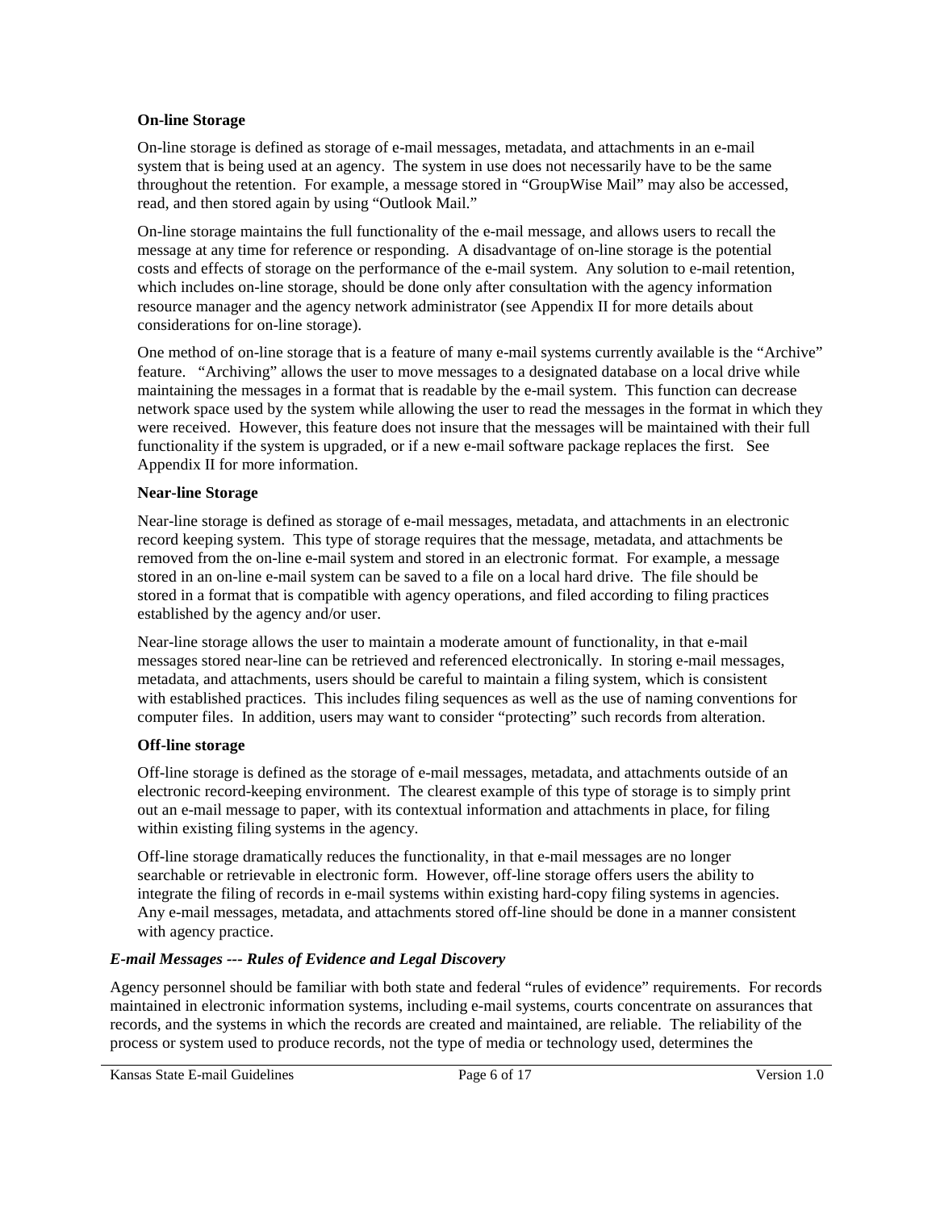### On-line Storage

On-line storage is defined as storage of e-mail messages, metadata, and attachments in an e-mail system that is being used at an agency. The system in use does not necessarily have to be the same throughout the retention. For example, a message stored in "GroupWise Mail" may also be accessed, read, and then stored again by using "Outlook Mail."

On-line storage maintains the full functionality of the e-mail message, and allows users to recall the message at any time for reference or responding. A disadvantage of on-line storage is the potential costs and effects of storage on the performance of the e-mail system. Any solution to e-mail retention, which includes on-line storage, should be done only after consultation with the agency information resource manager and the agency network administrator (see Appendix II for more details about considerations for on-line storage).

One method of on-line storage that is a feature of many e-mail systems currently available is the "Archive" feature. "Archiving" allows the user to move messages to a designated database on a local drive while maintaining the messages in a format that is readable by the e-mail system. This function can decrease network space used by the system while allowing the user to read the messages in the format in which they were received. However, this feature does not insure that the messages will be maintained with their full functionality if the system is upgraded, or if a new e-mail software package replaces the first. See Appendix II for more information.

### Near-line Storage

Near-line storage is defined as storage of e-mail messages, metadata, and attachments in an electronic record keeping system. This type of storage requires that the message, metadata, and attachments be removed from the on-line e-mail system and stored in an electronic format. For example, a message stored in an on-line e-mail system can be saved to a file on a local hard drive. The file should be stored in a format that is compatible with agency operations, and filed according to filing practices established by the agency and/or user.

Near-line storage allows the user to maintain a moderate amount of functionality, in that e-mail messages stored near-line can be retrieved and referenced electronically. In storing e-mail messages, metadata, and attachments, users should be careful to maintain a filing system, which is consistent with established practices. This includes filing sequences as well as the use of naming conventions for computer files. In addition, users may want to consider "protecting" such records from alteration.

### Off-line storage

Off-line storage is defined as the storage of e-mail messages, metadata, and attachments outside of an electronic record-keeping environment. The clearest example of this type of storage is to simply print out an e-mail message to paper, with its contextual information and attachments in place, for filing within existing filing systems in the agency.

Off-line storage dramatically reduces the functionality, in that e-mail messages are no longer searchable or retrievable in electronic form. However, off-line storage offers users the ability to integrate the filing of records in e-mail systems within existing hard-copy filing systems in agencies. Any e-mail messages, metadata, and attachments stored off-line should be done in a manner consistent with agency practice.

## *E-mail Messages --- Rules of Evidence and Legal Discovery*

Agency personnel should be familiar with both state and federal "rules of evidence" requirements. For records maintained in electronic information systems, including e-mail systems, courts concentrate on assurances that records, and the systems in which the records are created and maintained, are reliable. The reliability of the process or system used to produce records, not the type of media or technology used, determines the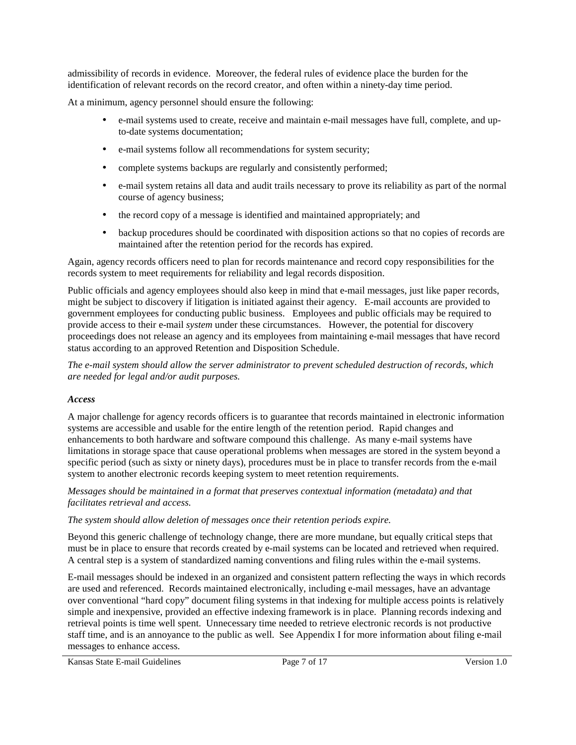admissibility of records in evidence. Moreover, the federal rules of evidence place the burden for the identification of relevant records on the record creator, and often within a ninety-day time period.

At a minimum, agency personnel should ensure the following:

- e-mail systems used to create, receive and maintain e-mail messages have full, complete, and up-to-date systems documentation;
- e-mail systems follow all recommendations for system security;
- complete systems backups are regularly and consistently performed;
- e-mail system retains all data and audit trails necessary to prove its reliability as part of the normal course of agency business;
- the record copy of a message is identified and maintained appropriately; and
- backup procedures should be coordinated with disposition actions so that no copies of records are maintained after the retention period for the records has expired.

Again, agency records officers need to plan for records maintenance and record copy responsibilities for the records system to meet requirements for reliability and legal records disposition.

Public officials and agency employees should also keep in mind that e-mail messages, just like paper records, might be subject to discovery if litigation is initiated against their agency. E-mail accounts are provided to government employees for conducting public business. Employees and public officials may be required to provide access to their e-mail *system* under these circumstances. However, the potential for discovery proceedings does not release an agency and its employees from maintaining e-mail messages that have record status according to an approved Retention and Disposition Schedule.

*The e-mail system should allow the server administrator to prevent scheduled destruction of records, which are needed for legal and/or audit purposes.*

### *Access*

A major challenge for agency records officers is to guarantee that records maintained in electronic information systems are accessible and usable for the entire length of the retention period. Rapid changes and enhancements to both hardware and software compound this challenge. As many e-mail systems have limitations in storage space that cause operational problems when messages are stored in the system beyond a specific period (such as sixty or ninety days), procedures must be in place to transfer records from the e-mail system to another electronic records keeping system to meet retention requirements.

*Messages should be maintained in a format that preserves contextual information (metadata) and that facilitates retrieval and access.*

*The system should allow deletion of messages once their retention periods expire.*

Beyond this generic challenge of technology change, there are more mundane, but equally critical steps that must be in place to ensure that records created by e-mail systems can be located and retrieved when required. A central step is a system of standardized naming conventions and filing rules within the e-mail systems.

E-mail messages should be indexed in an organized and consistent pattern reflecting the ways in which records are used and referenced. Records maintained electronically, including e-mail messages, have an advantage over conventional "hard copy" document filing systems in that indexing for multiple access points is relatively simple and inexpensive, provided an effective indexing framework is in place. Planning records indexing and retrieval points is time well spent. Unnecessary time needed to retrieve electronic records is not productive staff time, and is an annoyance to the public as well. See Appendix I for more information about filing e-mail messages to enhance access.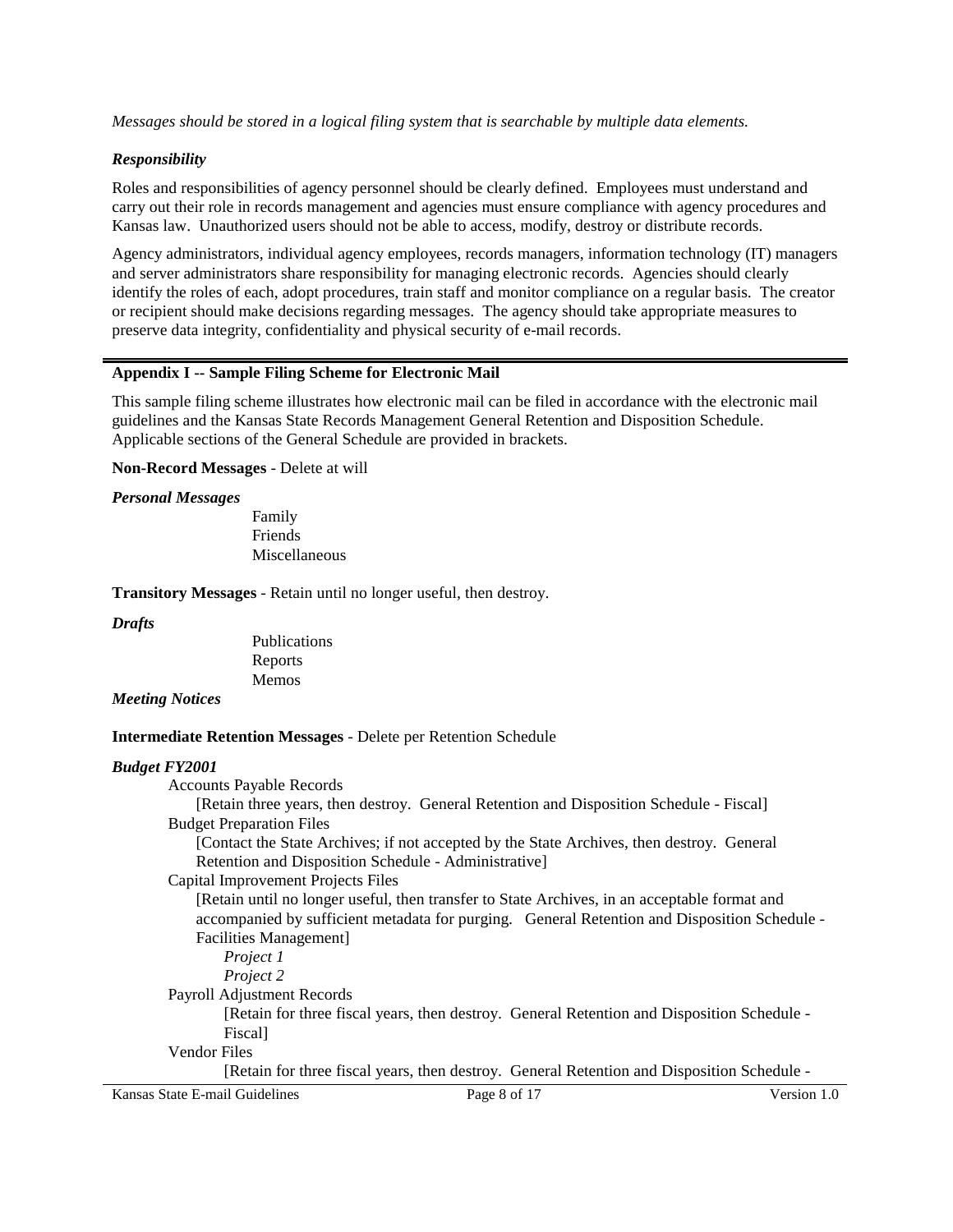*Messages should be stored in a logical filing system that is searchable by multiple data elements.*

***Responsibility***

Roles and responsibilities of agency personnel should be clearly defined. Employees must understand and carry out their role in records management and agencies must ensure compliance with agency procedures and Kansas law. Unauthorized users should not be able to access, modify, destroy or distribute records.

Agency administrators, individual agency employees, records managers, information technology (IT) managers and server administrators share responsibility for managing electronic records. Agencies should clearly identify the roles of each, adopt procedures, train staff and monitor compliance on a regular basis. The creator or recipient should make decisions regarding messages. The agency should take appropriate measures to preserve data integrity, confidentiality and physical security of e-mail records.

---

## Appendix I -- Sample Filing Scheme for Electronic Mail

This sample filing scheme illustrates how electronic mail can be filed in accordance with the electronic mail guidelines and the Kansas State Records Management General Retention and Disposition Schedule. Applicable sections of the General Schedule are provided in brackets.

**Non-Record Messages** - Delete at will

***Personal Messages***

- Family
- Friends
- Miscellaneous

**Transitory Messages** - Retain until no longer useful, then destroy.

***Drafts***

- Publications
- Reports
- Memos

***Meeting Notices***

**Intermediate Retention Messages** - Delete per Retention Schedule

***Budget FY2001***

- Accounts Payable Records
  - [Retain three years, then destroy. General Retention and Disposition Schedule - Fiscal]
- Budget Preparation Files
  - [Contact the State Archives; if not accepted by the State Archives, then destroy. General Retention and Disposition Schedule - Administrative]
- Capital Improvement Projects Files
  - [Retain until no longer useful, then transfer to State Archives, in an acceptable format and accompanied by sufficient metadata for purging. General Retention and Disposition Schedule - Facilities Management]
    - *Project 1*
    - *Project 2*
- Payroll Adjustment Records
  - [Retain for three fiscal years, then destroy. General Retention and Disposition Schedule - Fiscal]
- Vendor Files
  - [Retain for three fiscal years, then destroy. General Retention and Disposition Schedule -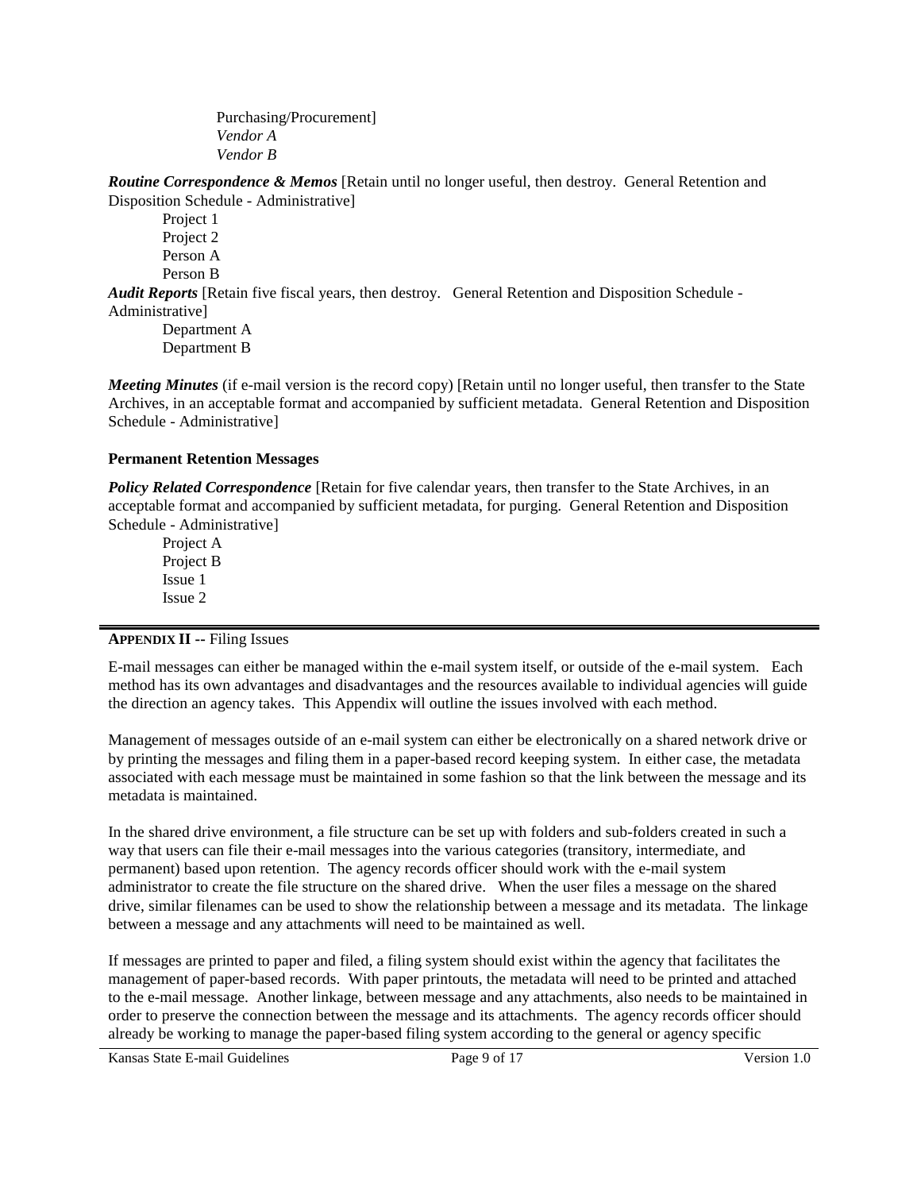Purchasing/Procurement]

*Vendor A*

*Vendor B*

***Routine Correspondence & Memos*** [Retain until no longer useful, then destroy. General Retention and Disposition Schedule - Administrative]

Project 1

Project 2

Person A

Person B

***Audit Reports*** [Retain five fiscal years, then destroy. General Retention and Disposition Schedule - Administrative]

Department A

Department B

***Meeting Minutes*** (if e-mail version is the record copy) [Retain until no longer useful, then transfer to the State Archives, in an acceptable format and accompanied by sufficient metadata. General Retention and Disposition Schedule - Administrative]

**Permanent Retention Messages**

***Policy Related Correspondence*** [Retain for five calendar years, then transfer to the State Archives, in an acceptable format and accompanied by sufficient metadata, for purging. General Retention and Disposition Schedule - Administrative]

Project A

Project B

Issue 1

Issue 2

---

## APPENDIX II -- Filing Issues

E-mail messages can either be managed within the e-mail system itself, or outside of the e-mail system. Each method has its own advantages and disadvantages and the resources available to individual agencies will guide the direction an agency takes. This Appendix will outline the issues involved with each method.

Management of messages outside of an e-mail system can either be electronically on a shared network drive or by printing the messages and filing them in a paper-based record keeping system. In either case, the metadata associated with each message must be maintained in some fashion so that the link between the message and its metadata is maintained.

In the shared drive environment, a file structure can be set up with folders and sub-folders created in such a way that users can file their e-mail messages into the various categories (transitory, intermediate, and permanent) based upon retention. The agency records officer should work with the e-mail system administrator to create the file structure on the shared drive. When the user files a message on the shared drive, similar filenames can be used to show the relationship between a message and its metadata. The linkage between a message and any attachments will need to be maintained as well.

If messages are printed to paper and filed, a filing system should exist within the agency that facilitates the management of paper-based records. With paper printouts, the metadata will need to be printed and attached to the e-mail message. Another linkage, between message and any attachments, also needs to be maintained in order to preserve the connection between the message and its attachments. The agency records officer should already be working to manage the paper-based filing system according to the general or agency specific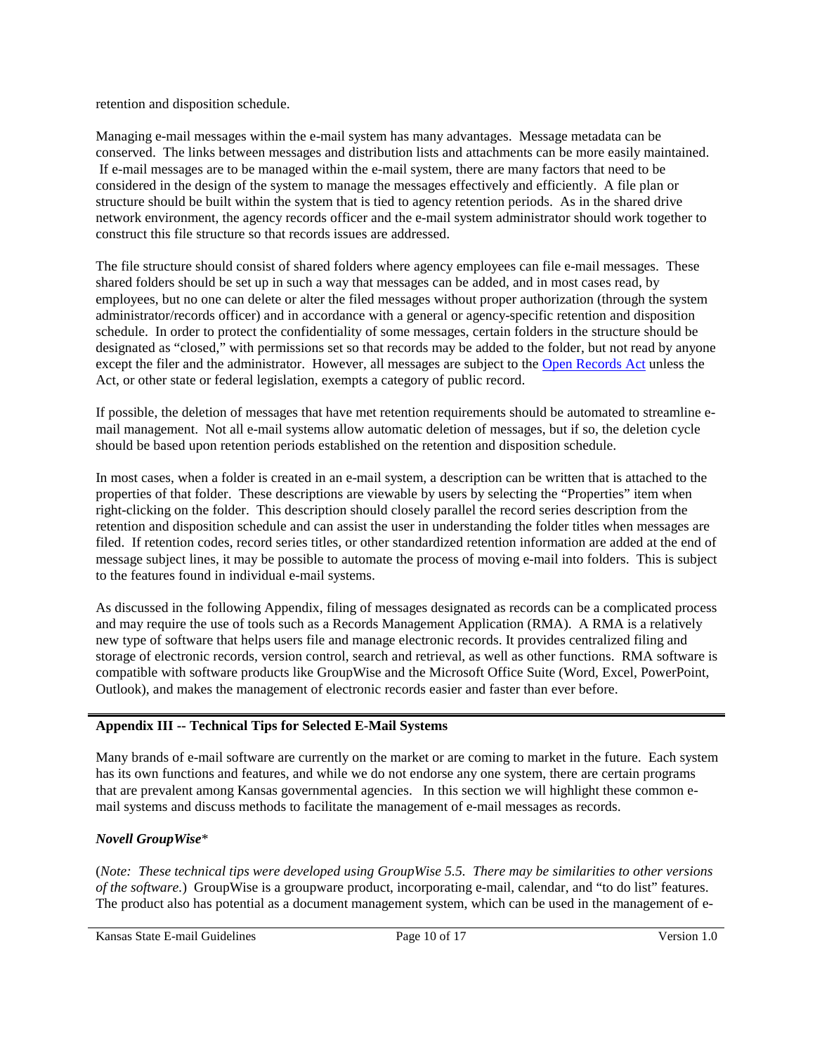retention and disposition schedule.

Managing e-mail messages within the e-mail system has many advantages. Message metadata can be conserved. The links between messages and distribution lists and attachments can be more easily maintained. If e-mail messages are to be managed within the e-mail system, there are many factors that need to be considered in the design of the system to manage the messages effectively and efficiently. A file plan or structure should be built within the system that is tied to agency retention periods. As in the shared drive network environment, the agency records officer and the e-mail system administrator should work together to construct this file structure so that records issues are addressed.

The file structure should consist of shared folders where agency employees can file e-mail messages. These shared folders should be set up in such a way that messages can be added, and in most cases read, by employees, but no one can delete or alter the filed messages without proper authorization (through the system administrator/records officer) and in accordance with a general or agency-specific retention and disposition schedule. In order to protect the confidentiality of some messages, certain folders in the structure should be designated as "closed," with permissions set so that records may be added to the folder, but not read by anyone except the filer and the administrator. However, all messages are subject to the Open Records Act unless the Act, or other state or federal legislation, exempts a category of public record.

If possible, the deletion of messages that have met retention requirements should be automated to streamline e-mail management. Not all e-mail systems allow automatic deletion of messages, but if so, the deletion cycle should be based upon retention periods established on the retention and disposition schedule.

In most cases, when a folder is created in an e-mail system, a description can be written that is attached to the properties of that folder. These descriptions are viewable by users by selecting the "Properties" item when right-clicking on the folder. This description should closely parallel the record series description from the retention and disposition schedule and can assist the user in understanding the folder titles when messages are filed. If retention codes, record series titles, or other standardized retention information are added at the end of message subject lines, it may be possible to automate the process of moving e-mail into folders. This is subject to the features found in individual e-mail systems.

As discussed in the following Appendix, filing of messages designated as records can be a complicated process and may require the use of tools such as a Records Management Application (RMA). A RMA is a relatively new type of software that helps users file and manage electronic records. It provides centralized filing and storage of electronic records, version control, search and retrieval, as well as other functions. RMA software is compatible with software products like GroupWise and the Microsoft Office Suite (Word, Excel, PowerPoint, Outlook), and makes the management of electronic records easier and faster than ever before.

## Appendix III -- Technical Tips for Selected E-Mail Systems

Many brands of e-mail software are currently on the market or are coming to market in the future. Each system has its own functions and features, and while we do not endorse any one system, there are certain programs that are prevalent among Kansas governmental agencies. In this section we will highlight these common e-mail systems and discuss methods to facilitate the management of e-mail messages as records.

### *Novell GroupWise**

(*Note: These technical tips were developed using GroupWise 5.5. There may be similarities to other versions of the software.*) GroupWise is a groupware product, incorporating e-mail, calendar, and "to do list" features. The product also has potential as a document management system, which can be used in the management of e-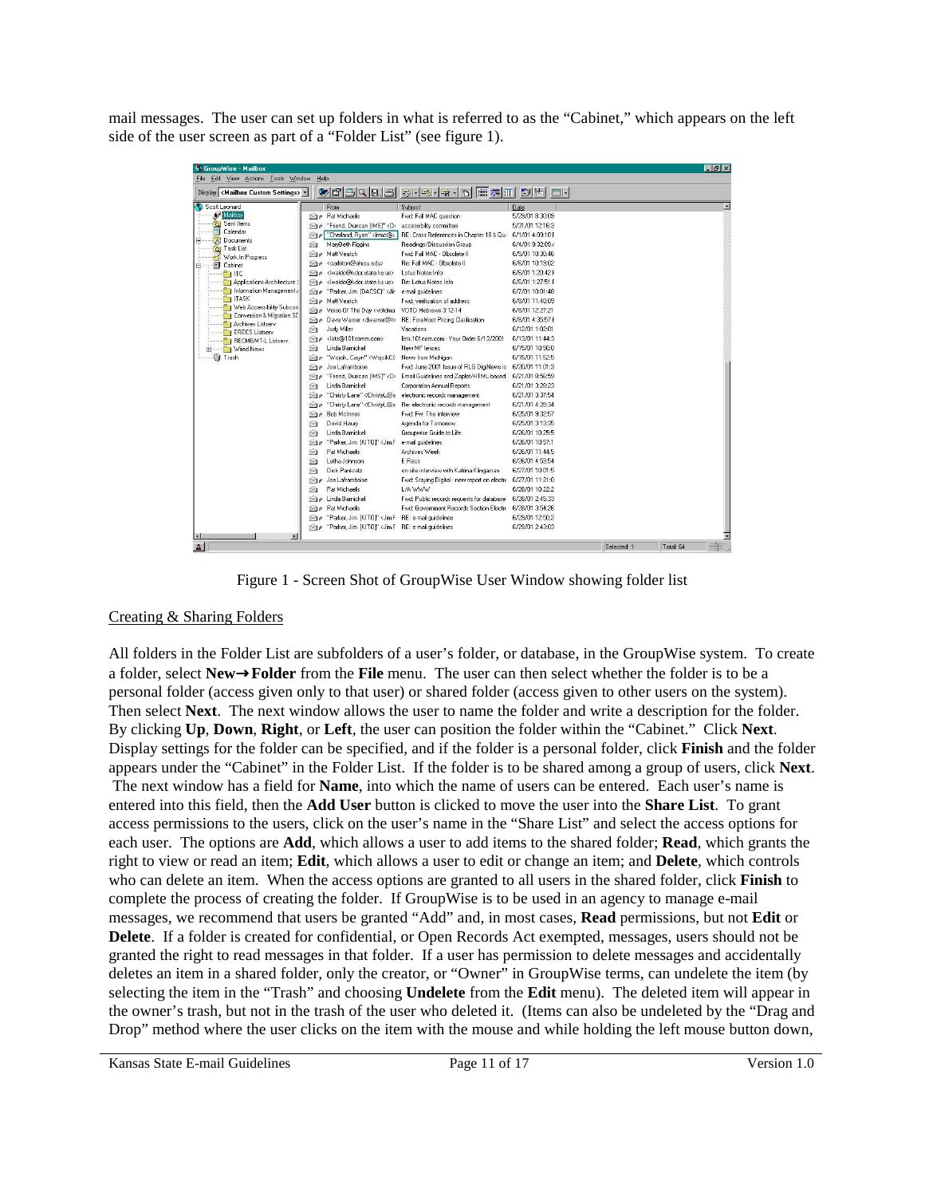mail messages. The user can set up folders in what is referred to as the "Cabinet," which appears on the left side of the user screen as part of a "Folder List" (see figure 1).

Figure 1 - Screen Shot of GroupWise User Window showing folder list

Creating & Sharing Folders

All folders in the Folder List are subfolders of a user's folder, or database, in the GroupWise system. To create a folder, select **New→Folder** from the **File** menu. The user can then select whether the folder is to be a personal folder (access given only to that user) or shared folder (access given to other users on the system). Then select **Next**. The next window allows the user to name the folder and write a description for the folder. By clicking **Up**, **Down**, **Right**, or **Left**, the user can position the folder within the "Cabinet." Click **Next**. Display settings for the folder can be specified, and if the folder is a personal folder, click **Finish** and the folder appears under the "Cabinet" in the Folder List. If the folder is to be shared among a group of users, click **Next**. The next window has a field for **Name**, into which the name of users can be entered. Each user's name is entered into this field, then the **Add User** button is clicked to move the user into the **Share List**. To grant access permissions to the users, click on the user's name in the "Share List" and select the access options for each user. The options are **Add**, which allows a user to add items to the shared folder; **Read**, which grants the right to view or read an item; **Edit**, which allows a user to edit or change an item; and **Delete**, which controls who can delete an item. When the access options are granted to all users in the shared folder, click **Finish** to complete the process of creating the folder. If GroupWise is to be used in an agency to manage e-mail messages, we recommend that users be granted "Add" and, in most cases, **Read** permissions, but not **Edit** or **Delete**. If a folder is created for confidential, or Open Records Act exempted, messages, users should not be granted the right to read messages in that folder. If a user has permission to delete messages and accidentally deletes an item in a shared folder, only the creator, or "Owner" in GroupWise terms, can undelete the item (by selecting the item in the "Trash" and choosing **Undelete** from the **Edit** menu). The deleted item will appear in the owner's trash, but not in the trash of the user who deleted it. (Items can also be undeleted by the "Drag and Drop" method where the user clicks on the item with the mouse and while holding the left mouse button down,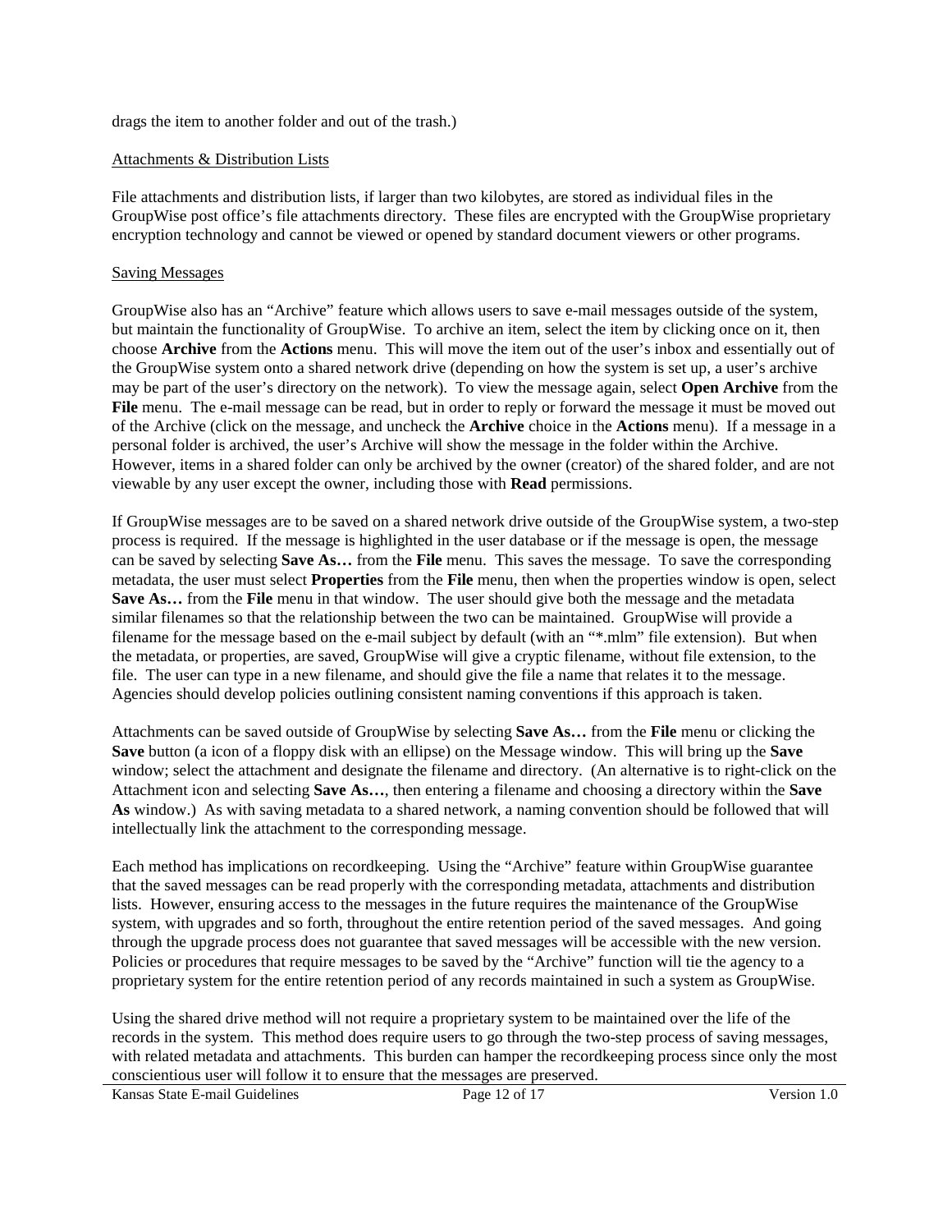drags the item to another folder and out of the trash.)

Attachments & Distribution Lists

File attachments and distribution lists, if larger than two kilobytes, are stored as individual files in the GroupWise post office's file attachments directory. These files are encrypted with the GroupWise proprietary encryption technology and cannot be viewed or opened by standard document viewers or other programs.

Saving Messages

GroupWise also has an "Archive" feature which allows users to save e-mail messages outside of the system, but maintain the functionality of GroupWise. To archive an item, select the item by clicking once on it, then choose **Archive** from the **Actions** menu. This will move the item out of the user's inbox and essentially out of the GroupWise system onto a shared network drive (depending on how the system is set up, a user's archive may be part of the user's directory on the network). To view the message again, select **Open Archive** from the **File** menu. The e-mail message can be read, but in order to reply or forward the message it must be moved out of the Archive (click on the message, and uncheck the **Archive** choice in the **Actions** menu). If a message in a personal folder is archived, the user's Archive will show the message in the folder within the Archive. However, items in a shared folder can only be archived by the owner (creator) of the shared folder, and are not viewable by any user except the owner, including those with **Read** permissions.

If GroupWise messages are to be saved on a shared network drive outside of the GroupWise system, a two-step process is required. If the message is highlighted in the user database or if the message is open, the message can be saved by selecting **Save As…** from the **File** menu. This saves the message. To save the corresponding metadata, the user must select **Properties** from the **File** menu, then when the properties window is open, select **Save As…** from the **File** menu in that window. The user should give both the message and the metadata similar filenames so that the relationship between the two can be maintained. GroupWise will provide a filename for the message based on the e-mail subject by default (with an "*.mlm" file extension). But when the metadata, or properties, are saved, GroupWise will give a cryptic filename, without file extension, to the file. The user can type in a new filename, and should give the file a name that relates it to the message. Agencies should develop policies outlining consistent naming conventions if this approach is taken.

Attachments can be saved outside of GroupWise by selecting **Save As…** from the **File** menu or clicking the **Save** button (a icon of a floppy disk with an ellipse) on the Message window. This will bring up the **Save** window; select the attachment and designate the filename and directory. (An alternative is to right-click on the Attachment icon and selecting **Save As…**, then entering a filename and choosing a directory within the **Save As** window.) As with saving metadata to a shared network, a naming convention should be followed that will intellectually link the attachment to the corresponding message.

Each method has implications on recordkeeping. Using the "Archive" feature within GroupWise guarantee that the saved messages can be read properly with the corresponding metadata, attachments and distribution lists. However, ensuring access to the messages in the future requires the maintenance of the GroupWise system, with upgrades and so forth, throughout the entire retention period of the saved messages. And going through the upgrade process does not guarantee that saved messages will be accessible with the new version. Policies or procedures that require messages to be saved by the "Archive" function will tie the agency to a proprietary system for the entire retention period of any records maintained in such a system as GroupWise.

Using the shared drive method will not require a proprietary system to be maintained over the life of the records in the system. This method does require users to go through the two-step process of saving messages, with related metadata and attachments. This burden can hamper the recordkeeping process since only the most conscientious user will follow it to ensure that the messages are preserved.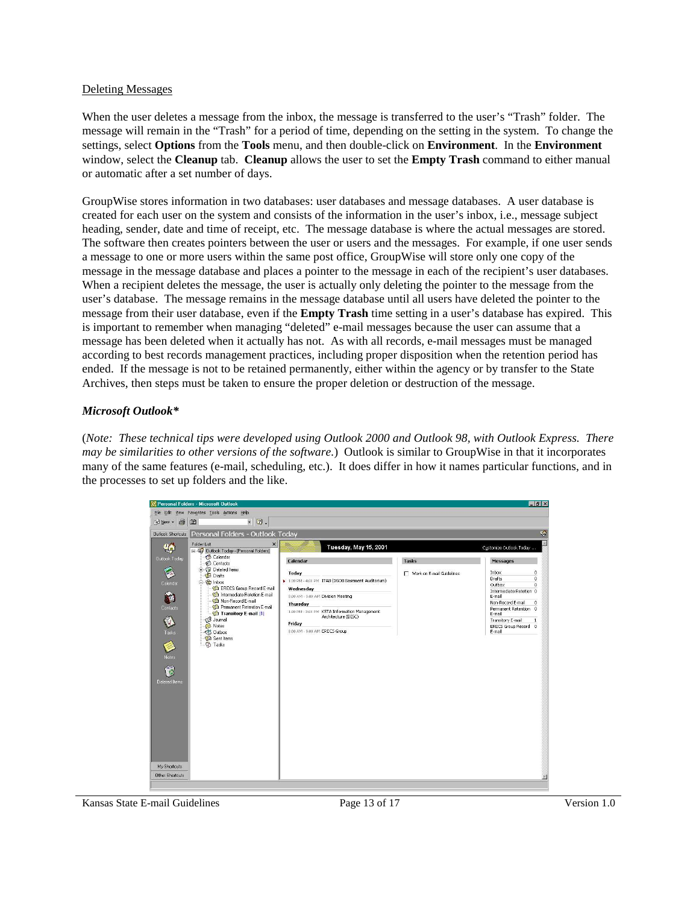Deleting Messages

When the user deletes a message from the inbox, the message is transferred to the user's "Trash" folder. The message will remain in the "Trash" for a period of time, depending on the setting in the system. To change the settings, select **Options** from the **Tools** menu, and then double-click on **Environment**. In the **Environment** window, select the **Cleanup** tab. **Cleanup** allows the user to set the **Empty Trash** command to either manual or automatic after a set number of days.

GroupWise stores information in two databases: user databases and message databases. A user database is created for each user on the system and consists of the information in the user's inbox, i.e., message subject heading, sender, date and time of receipt, etc. The message database is where the actual messages are stored. The software then creates pointers between the user or users and the messages. For example, if one user sends a message to one or more users within the same post office, GroupWise will store only one copy of the message in the message database and places a pointer to the message in each of the recipient's user databases. When a recipient deletes the message, the user is actually only deleting the pointer to the message from the user's database. The message remains in the message database until all users have deleted the pointer to the message from their user database, even if the **Empty Trash** time setting in a user's database has expired. This is important to remember when managing "deleted" e-mail messages because the user can assume that a message has been deleted when it actually has not. As with all records, e-mail messages must be managed according to best records management practices, including proper disposition when the retention period has ended. If the message is not to be retained permanently, either within the agency or by transfer to the State Archives, then steps must be taken to ensure the proper deletion or destruction of the message.

***Microsoft Outlook****

(*Note: These technical tips were developed using Outlook 2000 and Outlook 98, with Outlook Express. There may be similarities to other versions of the software.*) Outlook is similar to GroupWise in that it incorporates many of the same features (e-mail, scheduling, etc.). It does differ in how it names particular functions, and in the processes to set up folders and the like.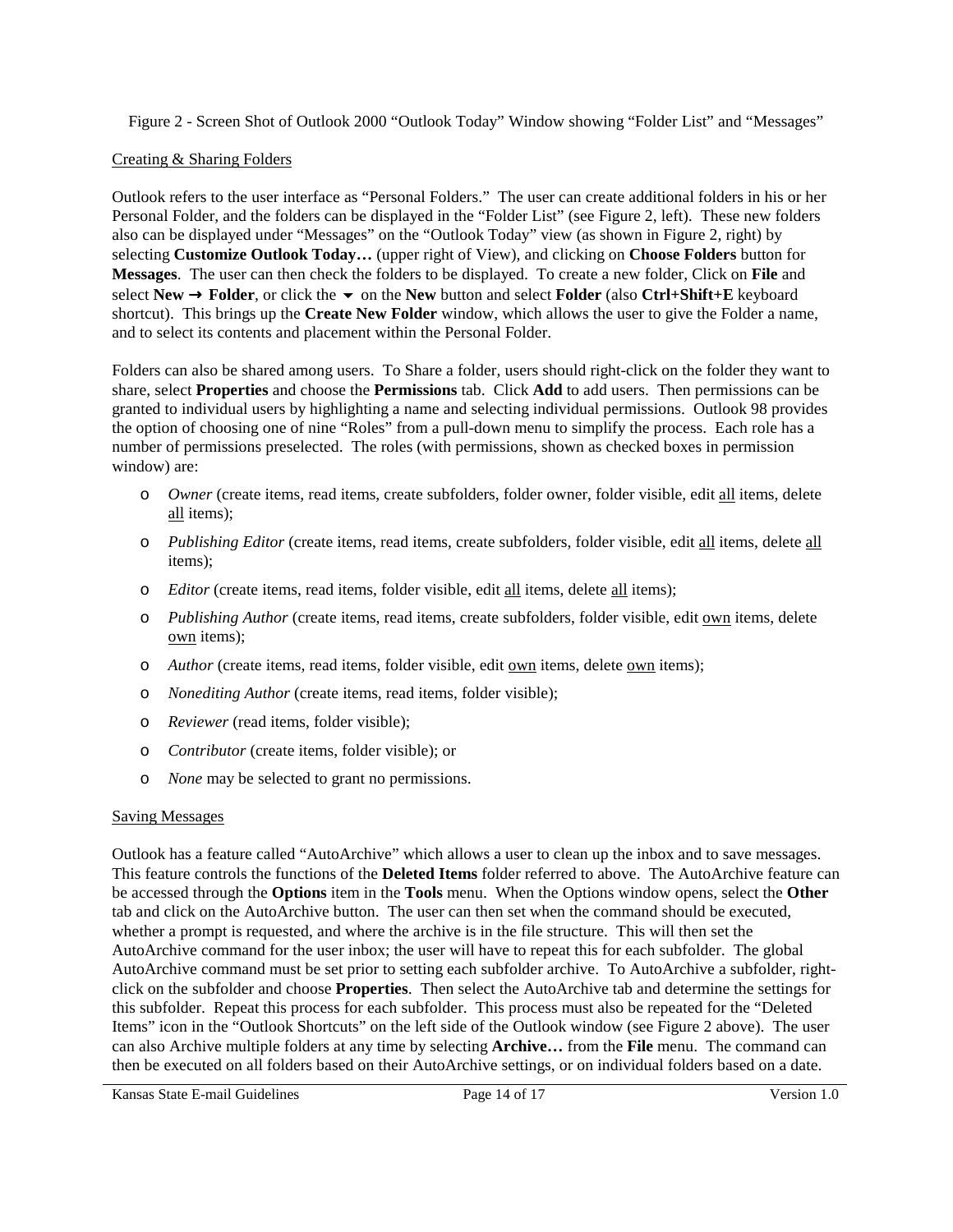Figure 2 - Screen Shot of Outlook 2000 "Outlook Today" Window showing "Folder List" and "Messages"

Creating & Sharing Folders

Outlook refers to the user interface as "Personal Folders." The user can create additional folders in his or her Personal Folder, and the folders can be displayed in the "Folder List" (see Figure 2, left). These new folders also can be displayed under "Messages" on the "Outlook Today" view (as shown in Figure 2, right) by selecting **Customize Outlook Today…** (upper right of View), and clicking on **Choose Folders** button for **Messages**. The user can then check the folders to be displayed. To create a new folder, Click on **File** and select **New → Folder**, or click the ▾ on the **New** button and select **Folder** (also **Ctrl+Shift+E** keyboard shortcut). This brings up the **Create New Folder** window, which allows the user to give the Folder a name, and to select its contents and placement within the Personal Folder.

Folders can also be shared among users. To Share a folder, users should right-click on the folder they want to share, select **Properties** and choose the **Permissions** tab. Click **Add** to add users. Then permissions can be granted to individual users by highlighting a name and selecting individual permissions. Outlook 98 provides the option of choosing one of nine "Roles" from a pull-down menu to simplify the process. Each role has a number of permissions preselected. The roles (with permissions, shown as checked boxes in permission window) are:

- *Owner* (create items, read items, create subfolders, folder owner, folder visible, edit all items, delete all items);
- *Publishing Editor* (create items, read items, create subfolders, folder visible, edit all items, delete all items);
- *Editor* (create items, read items, folder visible, edit all items, delete all items);
- *Publishing Author* (create items, read items, create subfolders, folder visible, edit own items, delete own items);
- *Author* (create items, read items, folder visible, edit own items, delete own items);
- *Nonediting Author* (create items, read items, folder visible);
- *Reviewer* (read items, folder visible);
- *Contributor* (create items, folder visible); or
- *None* may be selected to grant no permissions.

Saving Messages

Outlook has a feature called "AutoArchive" which allows a user to clean up the inbox and to save messages. This feature controls the functions of the **Deleted Items** folder referred to above. The AutoArchive feature can be accessed through the **Options** item in the **Tools** menu. When the Options window opens, select the **Other** tab and click on the AutoArchive button. The user can then set when the command should be executed, whether a prompt is requested, and where the archive is in the file structure. This will then set the AutoArchive command for the user inbox; the user will have to repeat this for each subfolder. The global AutoArchive command must be set prior to setting each subfolder archive. To AutoArchive a subfolder, right-click on the subfolder and choose **Properties**. Then select the AutoArchive tab and determine the settings for this subfolder. Repeat this process for each subfolder. This process must also be repeated for the "Deleted Items" icon in the "Outlook Shortcuts" on the left side of the Outlook window (see Figure 2 above). The user can also Archive multiple folders at any time by selecting **Archive…** from the **File** menu. The command can then be executed on all folders based on their AutoArchive settings, or on individual folders based on a date.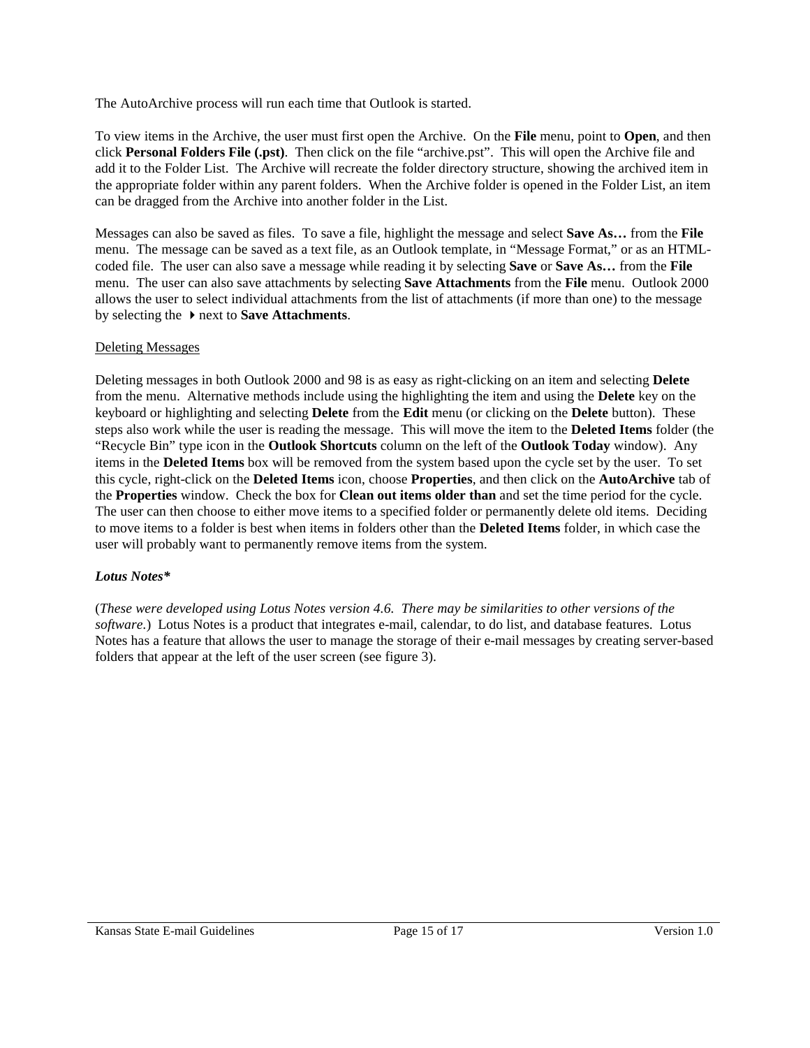The AutoArchive process will run each time that Outlook is started.

To view items in the Archive, the user must first open the Archive. On the **File** menu, point to **Open**, and then click **Personal Folders File (.pst)**. Then click on the file "archive.pst". This will open the Archive file and add it to the Folder List. The Archive will recreate the folder directory structure, showing the archived item in the appropriate folder within any parent folders. When the Archive folder is opened in the Folder List, an item can be dragged from the Archive into another folder in the List.

Messages can also be saved as files. To save a file, highlight the message and select **Save As…** from the **File** menu. The message can be saved as a text file, as an Outlook template, in "Message Format," or as an HTML-coded file. The user can also save a message while reading it by selecting **Save** or **Save As…** from the **File** menu. The user can also save attachments by selecting **Save Attachments** from the **File** menu. Outlook 2000 allows the user to select individual attachments from the list of attachments (if more than one) to the message by selecting the ▸ next to **Save Attachments**.

Deleting Messages

Deleting messages in both Outlook 2000 and 98 is as easy as right-clicking on an item and selecting **Delete** from the menu. Alternative methods include using the highlighting the item and using the **Delete** key on the keyboard or highlighting and selecting **Delete** from the **Edit** menu (or clicking on the **Delete** button). These steps also work while the user is reading the message. This will move the item to the **Deleted Items** folder (the "Recycle Bin" type icon in the **Outlook Shortcuts** column on the left of the **Outlook Today** window). Any items in the **Deleted Items** box will be removed from the system based upon the cycle set by the user. To set this cycle, right-click on the **Deleted Items** icon, choose **Properties**, and then click on the **AutoArchive** tab of the **Properties** window. Check the box for **Clean out items older than** and set the time period for the cycle. The user can then choose to either move items to a specified folder or permanently delete old items. Deciding to move items to a folder is best when items in folders other than the **Deleted Items** folder, in which case the user will probably want to permanently remove items from the system.

***Lotus Notes****

(*These were developed using Lotus Notes version 4.6. There may be similarities to other versions of the software.*) Lotus Notes is a product that integrates e-mail, calendar, to do list, and database features. Lotus Notes has a feature that allows the user to manage the storage of their e-mail messages by creating server-based folders that appear at the left of the user screen (see figure 3).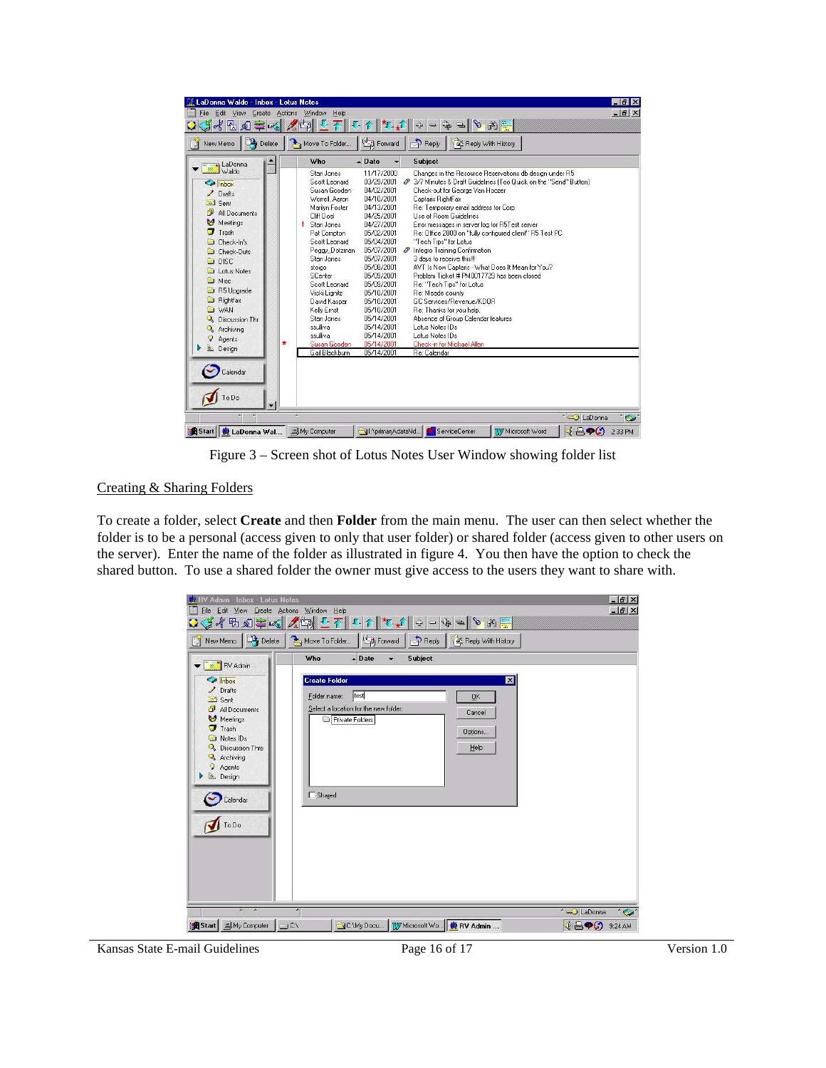Figure 3 – Screen shot of Lotus Notes User Window showing folder list

Creating & Sharing Folders

To create a folder, select **Create** and then **Folder** from the main menu. The user can then select whether the folder is to be a personal (access given to only that user folder) or shared folder (access given to other users on the server). Enter the name of the folder as illustrated in figure 4. You then have the option to check the shared button. To use a shared folder the owner must give access to the users they want to share with.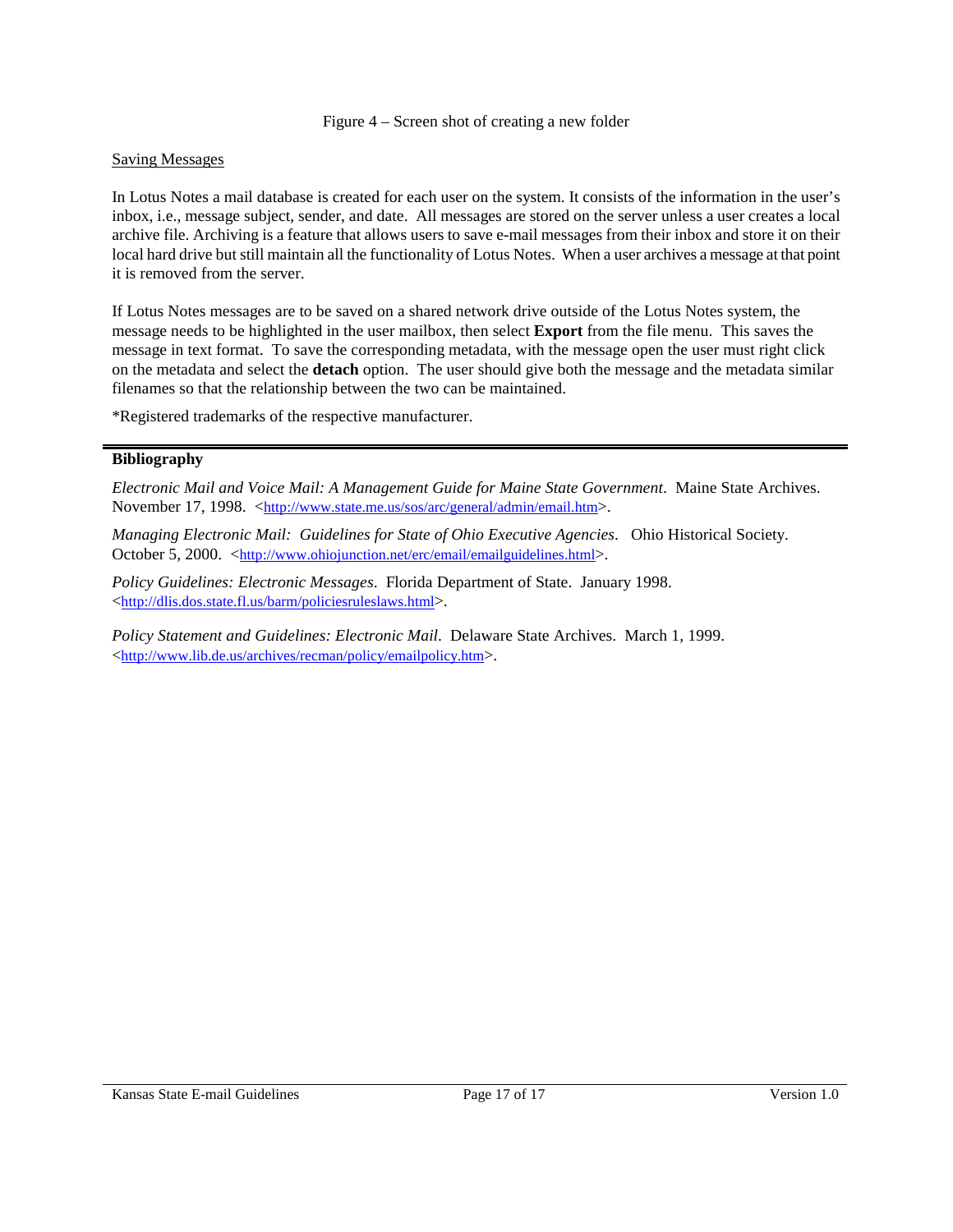Figure 4 – Screen shot of creating a new folder

Saving Messages

In Lotus Notes a mail database is created for each user on the system. It consists of the information in the user's inbox, i.e., message subject, sender, and date. All messages are stored on the server unless a user creates a local archive file. Archiving is a feature that allows users to save e-mail messages from their inbox and store it on their local hard drive but still maintain all the functionality of Lotus Notes. When a user archives a message at that point it is removed from the server.

If Lotus Notes messages are to be saved on a shared network drive outside of the Lotus Notes system, the message needs to be highlighted in the user mailbox, then select **Export** from the file menu. This saves the message in text format. To save the corresponding metadata, with the message open the user must right click on the metadata and select the **detach** option. The user should give both the message and the metadata similar filenames so that the relationship between the two can be maintained.

*Registered trademarks of the respective manufacturer.

## Bibliography

*Electronic Mail and Voice Mail: A Management Guide for Maine State Government*. Maine State Archives. November 17, 1998. <http://www.state.me.us/sos/arc/general/admin/email.htm>.

*Managing Electronic Mail: Guidelines for State of Ohio Executive Agencies*. Ohio Historical Society. October 5, 2000. <http://www.ohiojunction.net/erc/email/emailguidelines.html>.

*Policy Guidelines: Electronic Messages*. Florida Department of State. January 1998. <http://dlis.dos.state.fl.us/barm/policiesruleslaws.html>.

*Policy Statement and Guidelines: Electronic Mail*. Delaware State Archives. March 1, 1999. <http://www.lib.de.us/archives/recman/policy/emailpolicy.htm>.